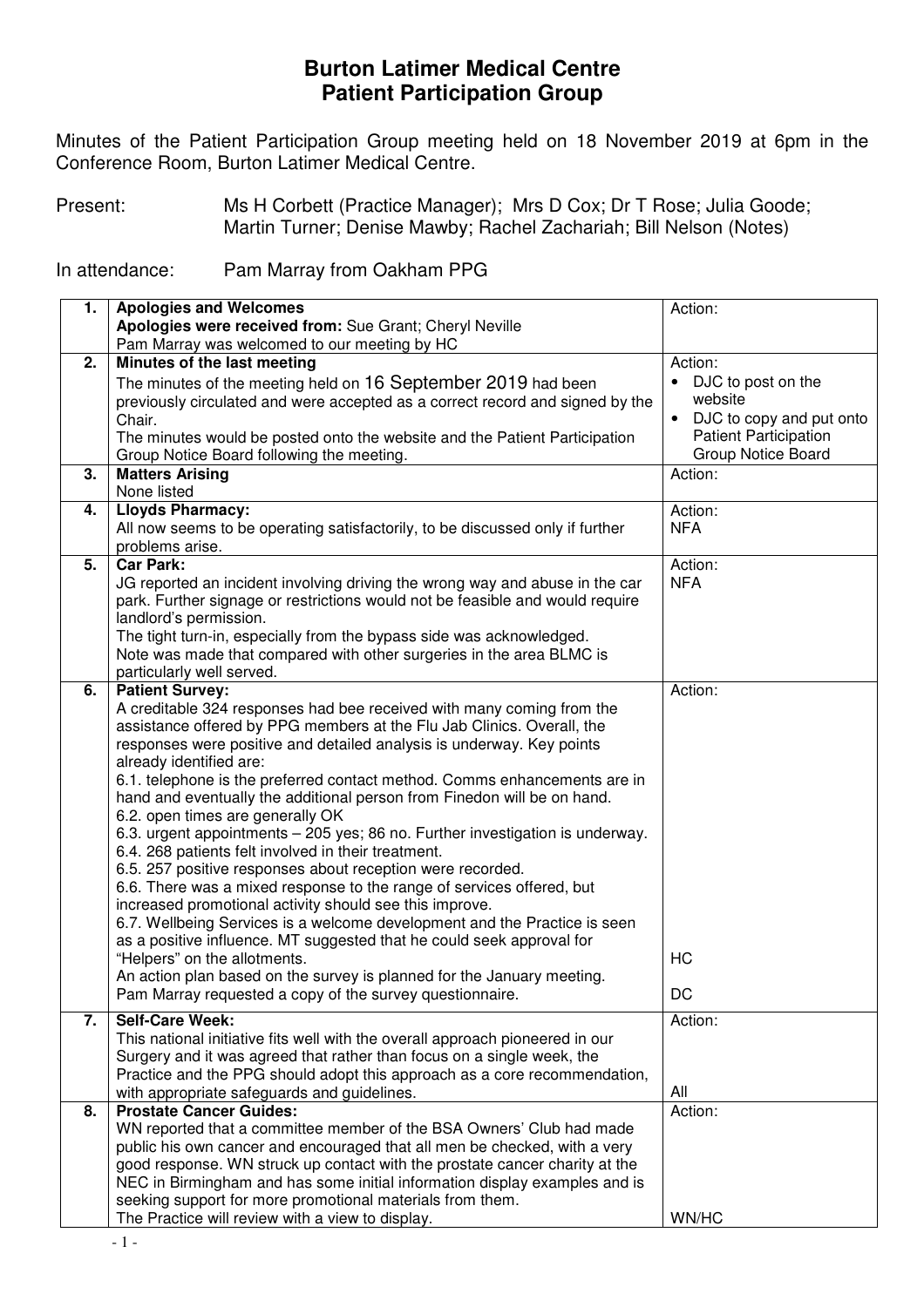# Burton Latimer Medical Centre
# Patient Participation Group

Minutes of the Patient Participation Group meeting held on 18 November 2019 at 6pm in the Conference Room, Burton Latimer Medical Centre.

Present: Ms H Corbett (Practice Manager); Mrs D Cox; Dr T Rose; Julia Goode; Martin Turner; Denise Mawby; Rachel Zachariah; Bill Nelson (Notes)

In attendance: Pam Marray from Oakham PPG

| | | |
|---|---|---|
| **1.** | **Apologies and Welcomes**<br>**Apologies were received from:** Sue Grant; Cheryl Neville<br>Pam Marray was welcomed to our meeting by HC | Action: |
| **2.** | **Minutes of the last meeting**<br>The minutes of the meeting held on 16 September 2019 had been previously circulated and were accepted as a correct record and signed by the Chair.<br>The minutes would be posted onto the website and the Patient Participation Group Notice Board following the meeting. | Action:<br>• DJC to post on the website<br>• DJC to copy and put onto Patient Participation Group Notice Board |
| **3.** | **Matters Arising**<br>None listed | Action: |
| **4.** | **Lloyds Pharmacy:**<br>All now seems to be operating satisfactorily, to be discussed only if further problems arise. | Action:<br>NFA |
| **5.** | **Car Park:**<br>JG reported an incident involving driving the wrong way and abuse in the car park. Further signage or restrictions would not be feasible and would require landlord's permission.<br>The tight turn-in, especially from the bypass side was acknowledged.<br>Note was made that compared with other surgeries in the area BLMC is particularly well served. | Action:<br>NFA |
| **6.** | **Patient Survey:**<br>A creditable 324 responses had bee received with many coming from the assistance offered by PPG members at the Flu Jab Clinics. Overall, the responses were positive and detailed analysis is underway. Key points already identified are:<br>6.1. telephone is the preferred contact method. Comms enhancements are in hand and eventually the additional person from Finedon will be on hand.<br>6.2. open times are generally OK<br>6.3. urgent appointments – 205 yes; 86 no. Further investigation is underway.<br>6.4. 268 patients felt involved in their treatment.<br>6.5. 257 positive responses about reception were recorded.<br>6.6. There was a mixed response to the range of services offered, but increased promotional activity should see this improve.<br>6.7. Wellbeing Services is a welcome development and the Practice is seen as a positive influence. MT suggested that he could seek approval for "Helpers" on the allotments.<br>An action plan based on the survey is planned for the January meeting.<br>Pam Marray requested a copy of the survey questionnaire. | Action:<br><br><br><br><br><br><br><br><br><br><br><br><br>HC<br><br>DC |
| **7.** | **Self-Care Week:**<br>This national initiative fits well with the overall approach pioneered in our Surgery and it was agreed that rather than focus on a single week, the Practice and the PPG should adopt this approach as a core recommendation, with appropriate safeguards and guidelines. | Action:<br><br><br><br>All |
| **8.** | **Prostate Cancer Guides:**<br>WN reported that a committee member of the BSA Owners' Club had made public his own cancer and encouraged that all men be checked, with a very good response. WN struck up contact with the prostate cancer charity at the NEC in Birmingham and has some initial information display examples and is seeking support for more promotional materials from them.<br>The Practice will review with a view to display. | Action:<br><br><br><br><br>WN/HC |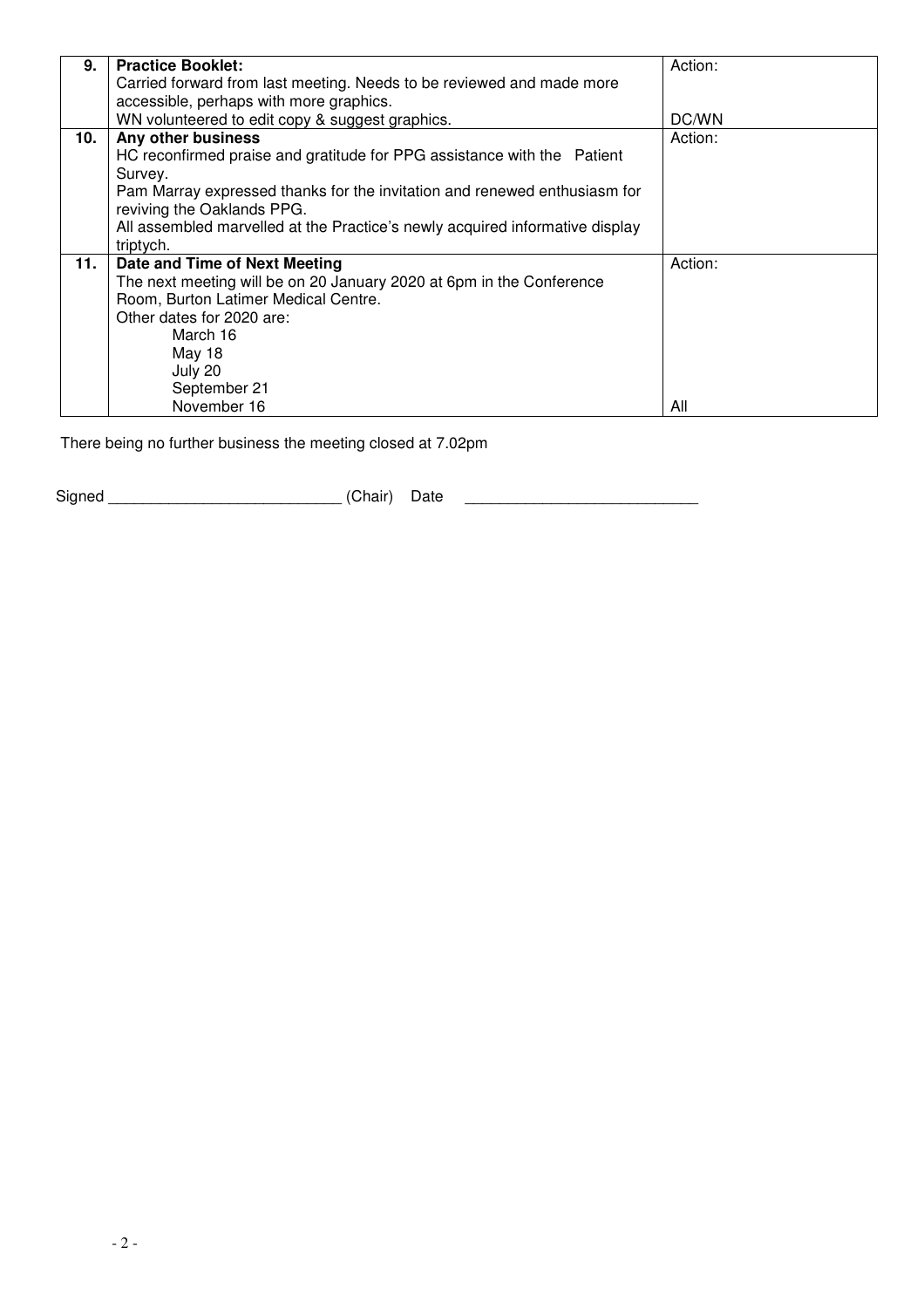| | | |
|---|---|---|
| **9.** | **Practice Booklet:**<br>Carried forward from last meeting. Needs to be reviewed and made more accessible, perhaps with more graphics.<br>WN volunteered to edit copy & suggest graphics. | Action:<br><br><br>DC/WN |
| **10.** | **Any other business**<br>HC reconfirmed praise and gratitude for PPG assistance with the Patient Survey.<br>Pam Marray expressed thanks for the invitation and renewed enthusiasm for reviving the Oaklands PPG.<br>All assembled marvelled at the Practice's newly acquired informative display triptych. | Action: |
| **11.** | **Date and Time of Next Meeting**<br>The next meeting will be on 20 January 2020 at 6pm in the Conference Room, Burton Latimer Medical Centre.<br>Other dates for 2020 are:<br>March 16<br>May 18<br>July 20<br>September 21<br>November 16 | Action:<br><br><br><br><br><br><br><br><br>All |

There being no further business the meeting closed at 7.02pm

Signed ___________________________ (Chair) Date ___________________________